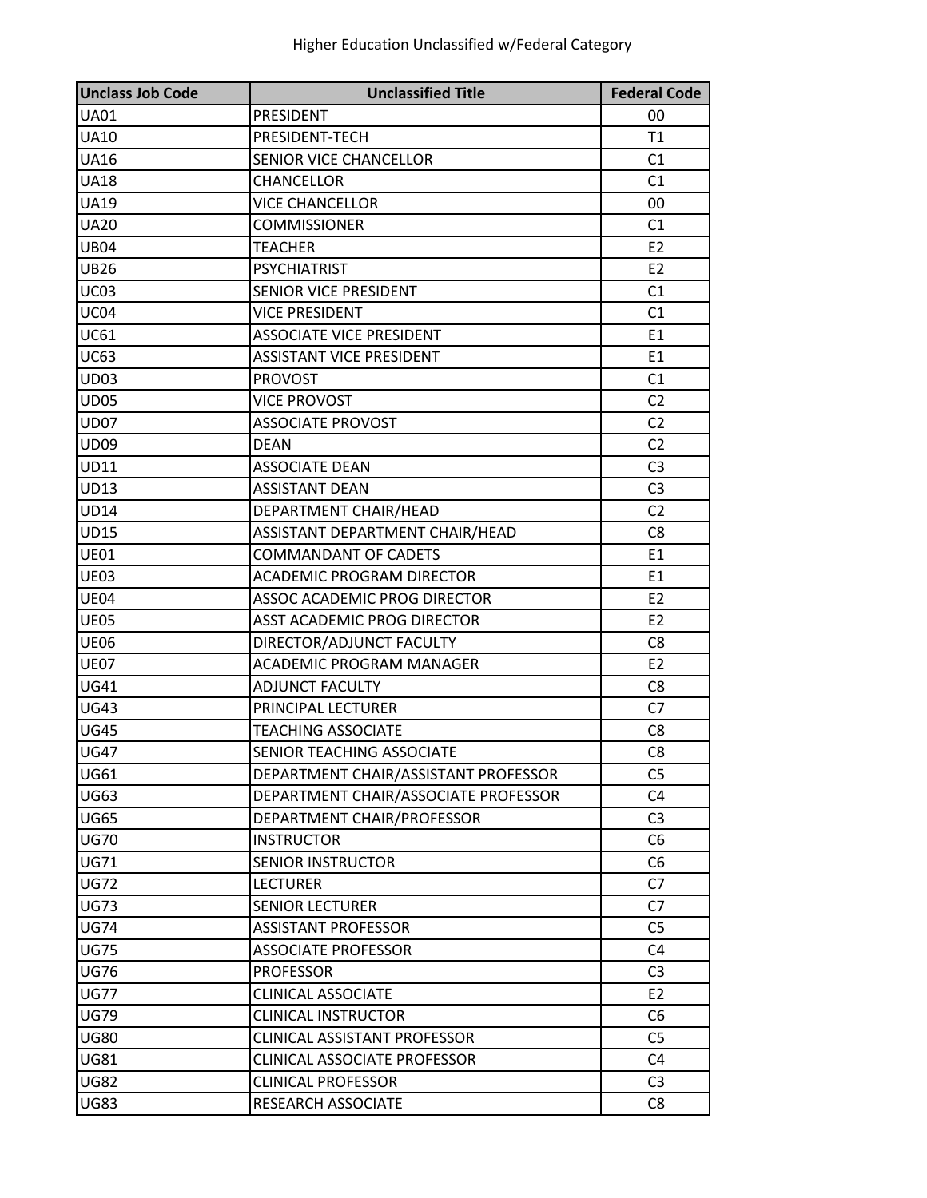# Higher Education Unclassified w/Federal Category

| Unclass Job Code | Unclassified Title | Federal Code |
|---|---|---|
| UA01 | PRESIDENT | 00 |
| UA10 | PRESIDENT-TECH | T1 |
| UA16 | SENIOR VICE CHANCELLOR | C1 |
| UA18 | CHANCELLOR | C1 |
| UA19 | VICE CHANCELLOR | 00 |
| UA20 | COMMISSIONER | C1 |
| UB04 | TEACHER | E2 |
| UB26 | PSYCHIATRIST | E2 |
| UC03 | SENIOR VICE PRESIDENT | C1 |
| UC04 | VICE PRESIDENT | C1 |
| UC61 | ASSOCIATE VICE PRESIDENT | E1 |
| UC63 | ASSISTANT VICE PRESIDENT | E1 |
| UD03 | PROVOST | C1 |
| UD05 | VICE PROVOST | C2 |
| UD07 | ASSOCIATE PROVOST | C2 |
| UD09 | DEAN | C2 |
| UD11 | ASSOCIATE DEAN | C3 |
| UD13 | ASSISTANT DEAN | C3 |
| UD14 | DEPARTMENT CHAIR/HEAD | C2 |
| UD15 | ASSISTANT DEPARTMENT CHAIR/HEAD | C8 |
| UE01 | COMMANDANT OF CADETS | E1 |
| UE03 | ACADEMIC PROGRAM DIRECTOR | E1 |
| UE04 | ASSOC ACADEMIC PROG DIRECTOR | E2 |
| UE05 | ASST ACADEMIC PROG DIRECTOR | E2 |
| UE06 | DIRECTOR/ADJUNCT FACULTY | C8 |
| UE07 | ACADEMIC PROGRAM MANAGER | E2 |
| UG41 | ADJUNCT FACULTY | C8 |
| UG43 | PRINCIPAL LECTURER | C7 |
| UG45 | TEACHING ASSOCIATE | C8 |
| UG47 | SENIOR TEACHING ASSOCIATE | C8 |
| UG61 | DEPARTMENT CHAIR/ASSISTANT PROFESSOR | C5 |
| UG63 | DEPARTMENT CHAIR/ASSOCIATE PROFESSOR | C4 |
| UG65 | DEPARTMENT CHAIR/PROFESSOR | C3 |
| UG70 | INSTRUCTOR | C6 |
| UG71 | SENIOR INSTRUCTOR | C6 |
| UG72 | LECTURER | C7 |
| UG73 | SENIOR LECTURER | C7 |
| UG74 | ASSISTANT PROFESSOR | C5 |
| UG75 | ASSOCIATE PROFESSOR | C4 |
| UG76 | PROFESSOR | C3 |
| UG77 | CLINICAL ASSOCIATE | E2 |
| UG79 | CLINICAL INSTRUCTOR | C6 |
| UG80 | CLINICAL ASSISTANT PROFESSOR | C5 |
| UG81 | CLINICAL ASSOCIATE PROFESSOR | C4 |
| UG82 | CLINICAL PROFESSOR | C3 |
| UG83 | RESEARCH ASSOCIATE | C8 |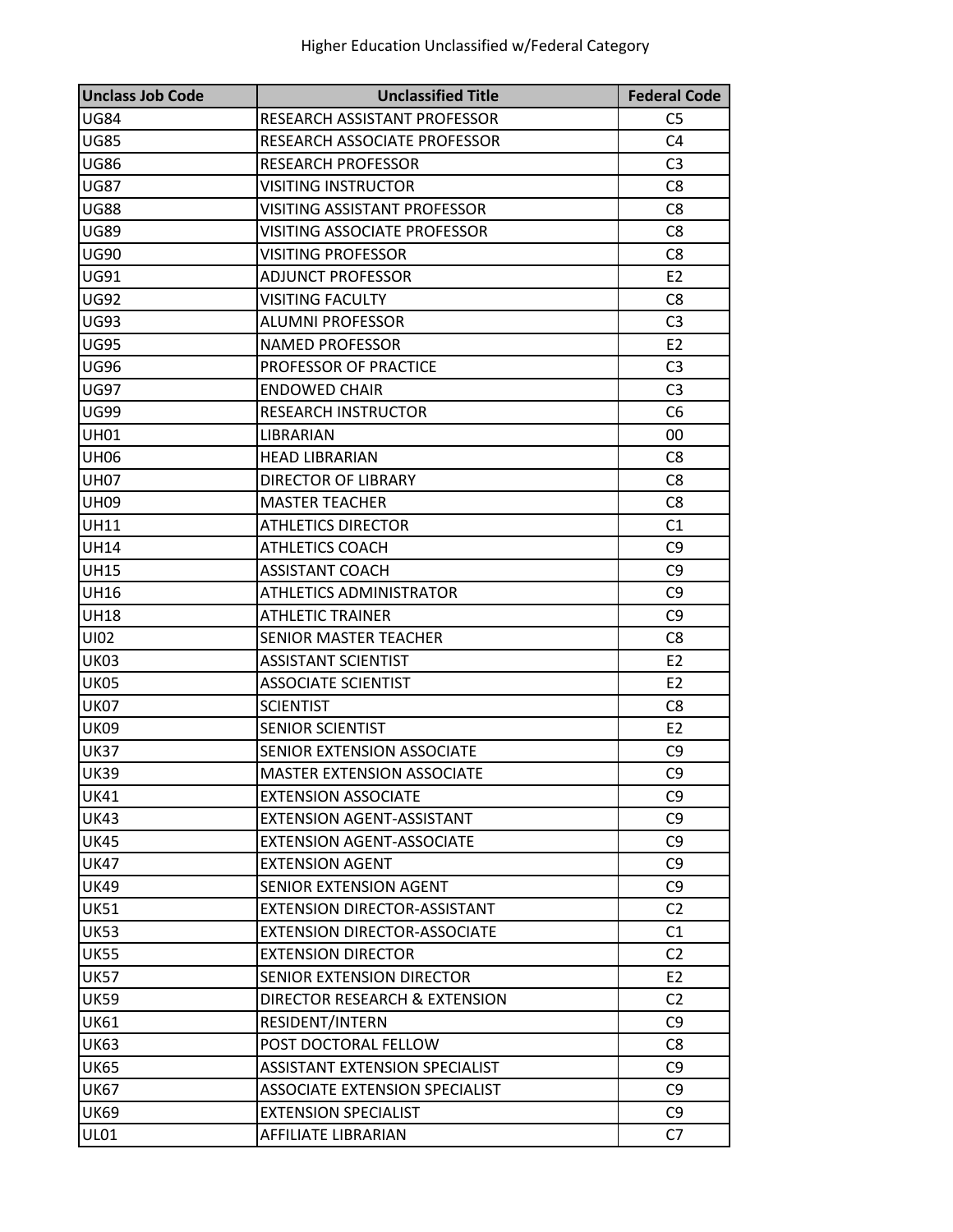Higher Education Unclassified w/Federal Category

| Unclass Job Code | Unclassified Title | Federal Code |
|---|---|---|
| UG84 | RESEARCH ASSISTANT PROFESSOR | C5 |
| UG85 | RESEARCH ASSOCIATE PROFESSOR | C4 |
| UG86 | RESEARCH PROFESSOR | C3 |
| UG87 | VISITING INSTRUCTOR | C8 |
| UG88 | VISITING ASSISTANT PROFESSOR | C8 |
| UG89 | VISITING ASSOCIATE PROFESSOR | C8 |
| UG90 | VISITING PROFESSOR | C8 |
| UG91 | ADJUNCT PROFESSOR | E2 |
| UG92 | VISITING FACULTY | C8 |
| UG93 | ALUMNI PROFESSOR | C3 |
| UG95 | NAMED PROFESSOR | E2 |
| UG96 | PROFESSOR OF PRACTICE | C3 |
| UG97 | ENDOWED CHAIR | C3 |
| UG99 | RESEARCH INSTRUCTOR | C6 |
| UH01 | LIBRARIAN | 00 |
| UH06 | HEAD LIBRARIAN | C8 |
| UH07 | DIRECTOR OF LIBRARY | C8 |
| UH09 | MASTER TEACHER | C8 |
| UH11 | ATHLETICS DIRECTOR | C1 |
| UH14 | ATHLETICS COACH | C9 |
| UH15 | ASSISTANT COACH | C9 |
| UH16 | ATHLETICS ADMINISTRATOR | C9 |
| UH18 | ATHLETIC TRAINER | C9 |
| UI02 | SENIOR MASTER TEACHER | C8 |
| UK03 | ASSISTANT SCIENTIST | E2 |
| UK05 | ASSOCIATE SCIENTIST | E2 |
| UK07 | SCIENTIST | C8 |
| UK09 | SENIOR SCIENTIST | E2 |
| UK37 | SENIOR EXTENSION ASSOCIATE | C9 |
| UK39 | MASTER EXTENSION ASSOCIATE | C9 |
| UK41 | EXTENSION ASSOCIATE | C9 |
| UK43 | EXTENSION AGENT-ASSISTANT | C9 |
| UK45 | EXTENSION AGENT-ASSOCIATE | C9 |
| UK47 | EXTENSION AGENT | C9 |
| UK49 | SENIOR EXTENSION AGENT | C9 |
| UK51 | EXTENSION DIRECTOR-ASSISTANT | C2 |
| UK53 | EXTENSION DIRECTOR-ASSOCIATE | C1 |
| UK55 | EXTENSION DIRECTOR | C2 |
| UK57 | SENIOR EXTENSION DIRECTOR | E2 |
| UK59 | DIRECTOR RESEARCH & EXTENSION | C2 |
| UK61 | RESIDENT/INTERN | C9 |
| UK63 | POST DOCTORAL FELLOW | C8 |
| UK65 | ASSISTANT EXTENSION SPECIALIST | C9 |
| UK67 | ASSOCIATE EXTENSION SPECIALIST | C9 |
| UK69 | EXTENSION SPECIALIST | C9 |
| UL01 | AFFILIATE LIBRARIAN | C7 |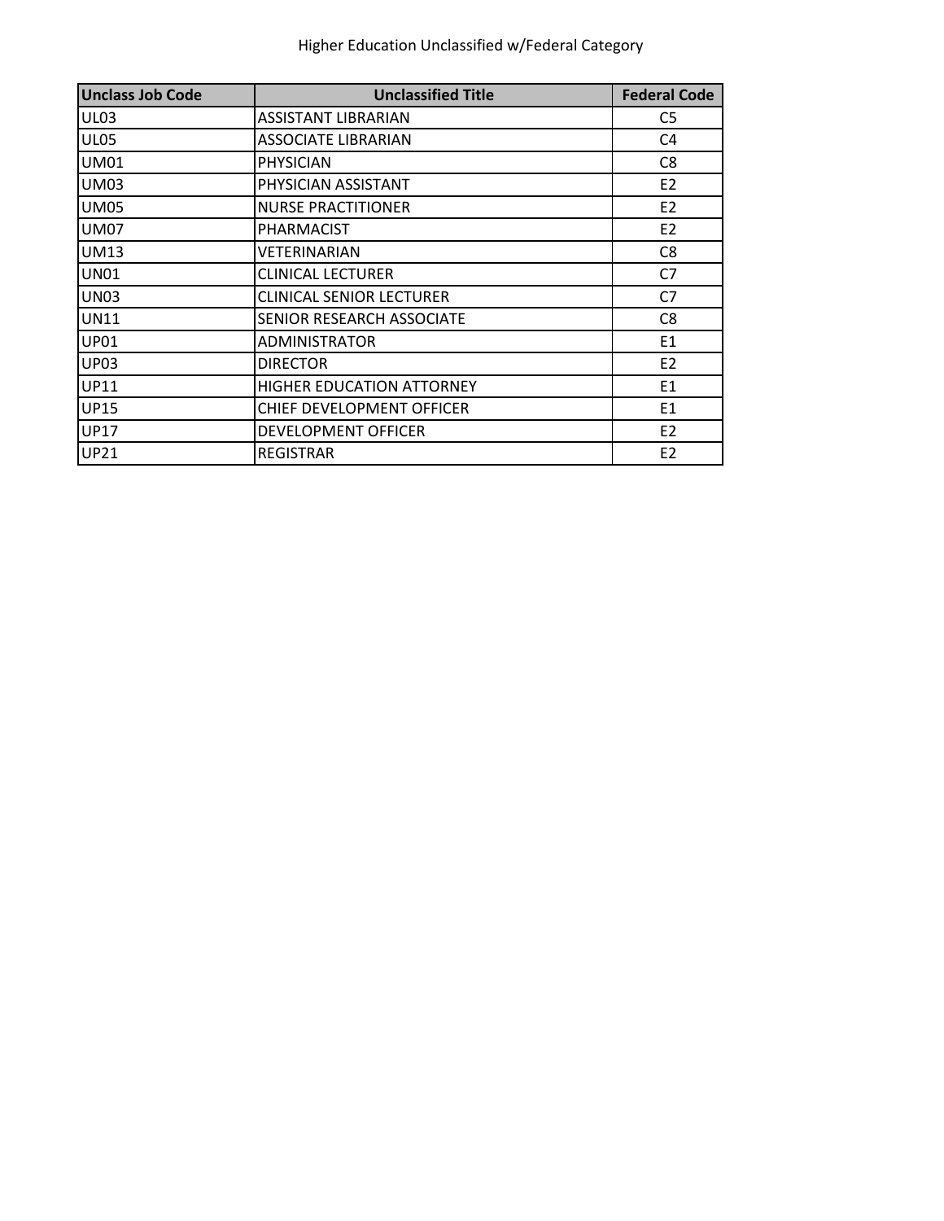| Unclass Job Code | Unclassified Title | Federal Code |
|---|---|---|
| UL03 | ASSISTANT LIBRARIAN | C5 |
| UL05 | ASSOCIATE LIBRARIAN | C4 |
| UM01 | PHYSICIAN | C8 |
| UM03 | PHYSICIAN ASSISTANT | E2 |
| UM05 | NURSE PRACTITIONER | E2 |
| UM07 | PHARMACIST | E2 |
| UM13 | VETERINARIAN | C8 |
| UN01 | CLINICAL LECTURER | C7 |
| UN03 | CLINICAL SENIOR LECTURER | C7 |
| UN11 | SENIOR RESEARCH ASSOCIATE | C8 |
| UP01 | ADMINISTRATOR | E1 |
| UP03 | DIRECTOR | E2 |
| UP11 | HIGHER EDUCATION ATTORNEY | E1 |
| UP15 | CHIEF DEVELOPMENT OFFICER | E1 |
| UP17 | DEVELOPMENT OFFICER | E2 |
| UP21 | REGISTRAR | E2 |